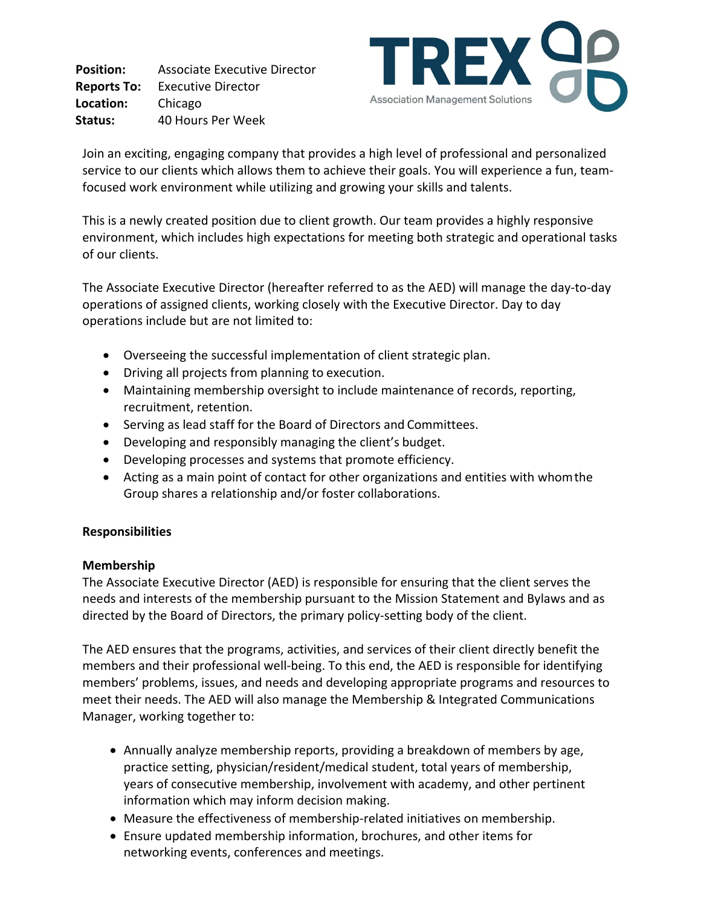**Position:** Associate Executive Director
**Reports To:** Executive Director
**Location:** Chicago
**Status:** 40 Hours Per Week

TREX
Association Management Solutions

Join an exciting, engaging company that provides a high level of professional and personalized service to our clients which allows them to achieve their goals. You will experience a fun, team-focused work environment while utilizing and growing your skills and talents.

This is a newly created position due to client growth. Our team provides a highly responsive environment, which includes high expectations for meeting both strategic and operational tasks of our clients.

The Associate Executive Director (hereafter referred to as the AED) will manage the day-to-day operations of assigned clients, working closely with the Executive Director. Day to day operations include but are not limited to:

- Overseeing the successful implementation of client strategic plan.
- Driving all projects from planning to execution.
- Maintaining membership oversight to include maintenance of records, reporting, recruitment, retention.
- Serving as lead staff for the Board of Directors and Committees.
- Developing and responsibly managing the client's budget.
- Developing processes and systems that promote efficiency.
- Acting as a main point of contact for other organizations and entities with whom the Group shares a relationship and/or foster collaborations.

**Responsibilities**

**Membership**
The Associate Executive Director (AED) is responsible for ensuring that the client serves the needs and interests of the membership pursuant to the Mission Statement and Bylaws and as directed by the Board of Directors, the primary policy-setting body of the client.

The AED ensures that the programs, activities, and services of their client directly benefit the members and their professional well-being. To this end, the AED is responsible for identifying members' problems, issues, and needs and developing appropriate programs and resources to meet their needs. The AED will also manage the Membership & Integrated Communications Manager, working together to:

- Annually analyze membership reports, providing a breakdown of members by age, practice setting, physician/resident/medical student, total years of membership, years of consecutive membership, involvement with academy, and other pertinent information which may inform decision making.
- Measure the effectiveness of membership-related initiatives on membership.
- Ensure updated membership information, brochures, and other items for networking events, conferences and meetings.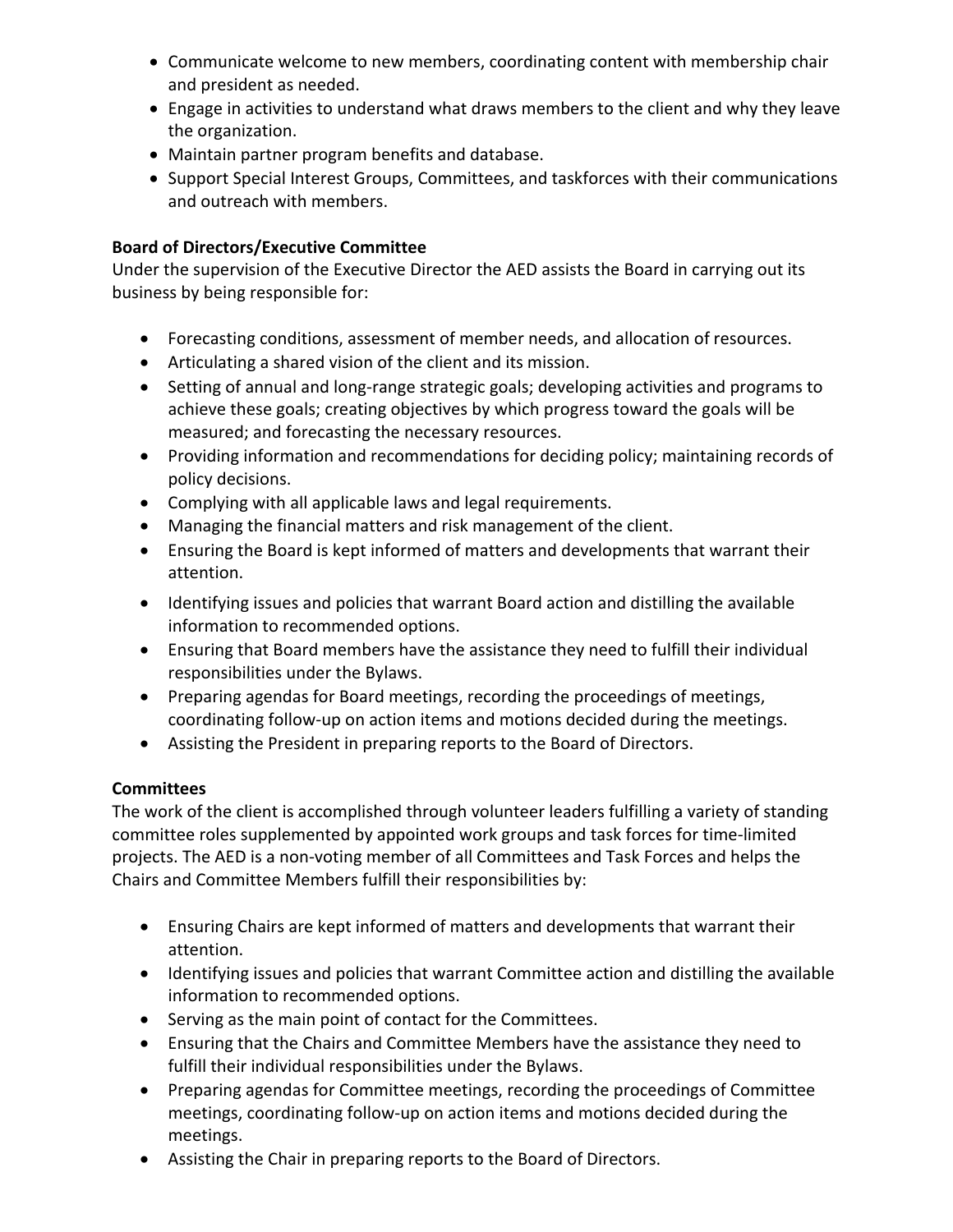- Communicate welcome to new members, coordinating content with membership chair and president as needed.
- Engage in activities to understand what draws members to the client and why they leave the organization.
- Maintain partner program benefits and database.
- Support Special Interest Groups, Committees, and taskforces with their communications and outreach with members.

**Board of Directors/Executive Committee**

Under the supervision of the Executive Director the AED assists the Board in carrying out its business by being responsible for:

- Forecasting conditions, assessment of member needs, and allocation of resources.
- Articulating a shared vision of the client and its mission.
- Setting of annual and long-range strategic goals; developing activities and programs to achieve these goals; creating objectives by which progress toward the goals will be measured; and forecasting the necessary resources.
- Providing information and recommendations for deciding policy; maintaining records of policy decisions.
- Complying with all applicable laws and legal requirements.
- Managing the financial matters and risk management of the client.
- Ensuring the Board is kept informed of matters and developments that warrant their attention.
- Identifying issues and policies that warrant Board action and distilling the available information to recommended options.
- Ensuring that Board members have the assistance they need to fulfill their individual responsibilities under the Bylaws.
- Preparing agendas for Board meetings, recording the proceedings of meetings, coordinating follow-up on action items and motions decided during the meetings.
- Assisting the President in preparing reports to the Board of Directors.

**Committees**

The work of the client is accomplished through volunteer leaders fulfilling a variety of standing committee roles supplemented by appointed work groups and task forces for time-limited projects. The AED is a non-voting member of all Committees and Task Forces and helps the Chairs and Committee Members fulfill their responsibilities by:

- Ensuring Chairs are kept informed of matters and developments that warrant their attention.
- Identifying issues and policies that warrant Committee action and distilling the available information to recommended options.
- Serving as the main point of contact for the Committees.
- Ensuring that the Chairs and Committee Members have the assistance they need to fulfill their individual responsibilities under the Bylaws.
- Preparing agendas for Committee meetings, recording the proceedings of Committee meetings, coordinating follow-up on action items and motions decided during the meetings.
- Assisting the Chair in preparing reports to the Board of Directors.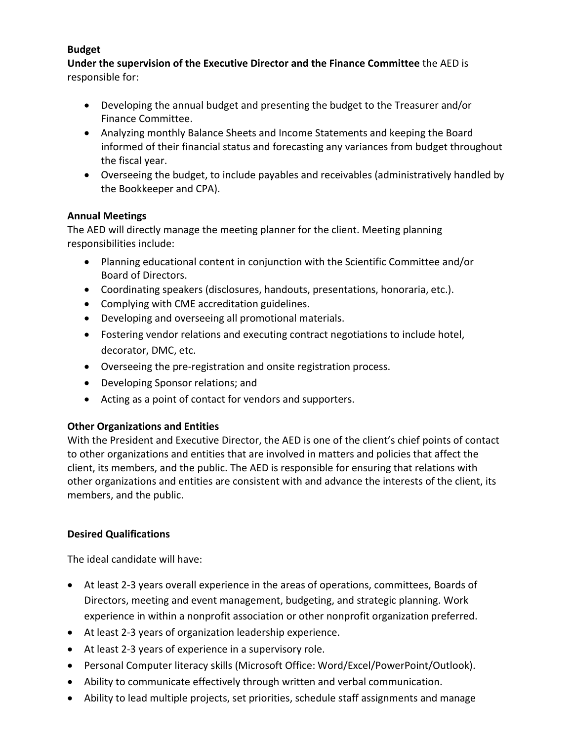**Budget**

**Under the supervision of the Executive Director and the Finance Committee** the AED is responsible for:

- Developing the annual budget and presenting the budget to the Treasurer and/or Finance Committee.
- Analyzing monthly Balance Sheets and Income Statements and keeping the Board informed of their financial status and forecasting any variances from budget throughout the fiscal year.
- Overseeing the budget, to include payables and receivables (administratively handled by the Bookkeeper and CPA).

**Annual Meetings**

The AED will directly manage the meeting planner for the client. Meeting planning responsibilities include:

- Planning educational content in conjunction with the Scientific Committee and/or Board of Directors.
- Coordinating speakers (disclosures, handouts, presentations, honoraria, etc.).
- Complying with CME accreditation guidelines.
- Developing and overseeing all promotional materials.
- Fostering vendor relations and executing contract negotiations to include hotel, decorator, DMC, etc.
- Overseeing the pre-registration and onsite registration process.
- Developing Sponsor relations; and
- Acting as a point of contact for vendors and supporters.

**Other Organizations and Entities**

With the President and Executive Director, the AED is one of the client's chief points of contact to other organizations and entities that are involved in matters and policies that affect the client, its members, and the public. The AED is responsible for ensuring that relations with other organizations and entities are consistent with and advance the interests of the client, its members, and the public.

**Desired Qualifications**

The ideal candidate will have:

- At least 2-3 years overall experience in the areas of operations, committees, Boards of Directors, meeting and event management, budgeting, and strategic planning. Work experience in within a nonprofit association or other nonprofit organization preferred.
- At least 2-3 years of organization leadership experience.
- At least 2-3 years of experience in a supervisory role.
- Personal Computer literacy skills (Microsoft Office: Word/Excel/PowerPoint/Outlook).
- Ability to communicate effectively through written and verbal communication.
- Ability to lead multiple projects, set priorities, schedule staff assignments and manage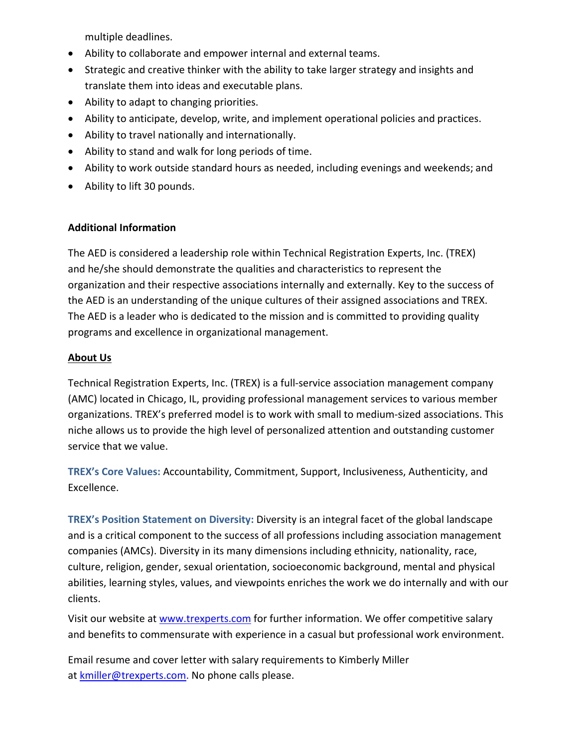multiple deadlines.

- Ability to collaborate and empower internal and external teams.
- Strategic and creative thinker with the ability to take larger strategy and insights and translate them into ideas and executable plans.
- Ability to adapt to changing priorities.
- Ability to anticipate, develop, write, and implement operational policies and practices.
- Ability to travel nationally and internationally.
- Ability to stand and walk for long periods of time.
- Ability to work outside standard hours as needed, including evenings and weekends; and
- Ability to lift 30 pounds.

**Additional Information**

The AED is considered a leadership role within Technical Registration Experts, Inc. (TREX) and he/she should demonstrate the qualities and characteristics to represent the organization and their respective associations internally and externally. Key to the success of the AED is an understanding of the unique cultures of their assigned associations and TREX. The AED is a leader who is dedicated to the mission and is committed to providing quality programs and excellence in organizational management.

**About Us**

Technical Registration Experts, Inc. (TREX) is a full-service association management company (AMC) located in Chicago, IL, providing professional management services to various member organizations. TREX's preferred model is to work with small to medium-sized associations. This niche allows us to provide the high level of personalized attention and outstanding customer service that we value.

**TREX's Core Values:** Accountability, Commitment, Support, Inclusiveness, Authenticity, and Excellence.

**TREX's Position Statement on Diversity:** Diversity is an integral facet of the global landscape and is a critical component to the success of all professions including association management companies (AMCs). Diversity in its many dimensions including ethnicity, nationality, race, culture, religion, gender, sexual orientation, socioeconomic background, mental and physical abilities, learning styles, values, and viewpoints enriches the work we do internally and with our clients.

Visit our website at [www.trexperts.com](http://www.trexperts.com) for further information. We offer competitive salary and benefits to commensurate with experience in a casual but professional work environment.

Email resume and cover letter with salary requirements to Kimberly Miller at [kmiller@trexperts.com](mailto:kmiller@trexperts.com). No phone calls please.